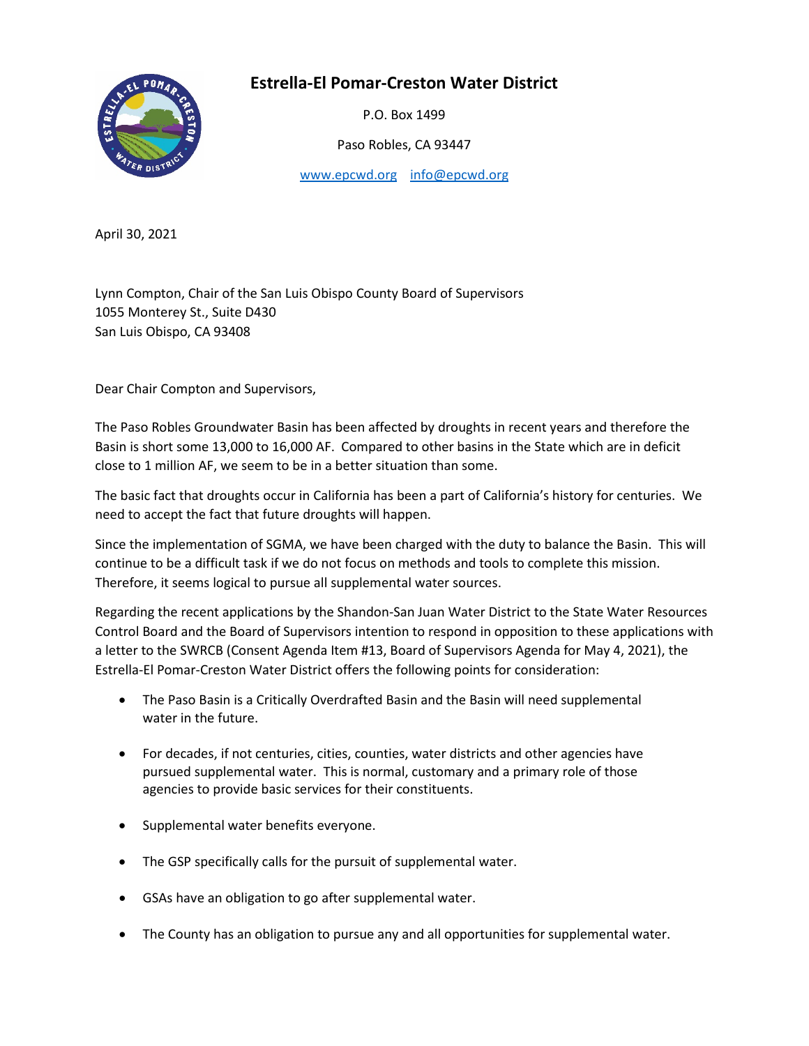# Estrella-El Pomar-Creston Water District

P.O. Box 1499

Paso Robles, CA 93447

www.epcwd.org  info@epcwd.org

April 30, 2021

Lynn Compton, Chair of the San Luis Obispo County Board of Supervisors
1055 Monterey St., Suite D430
San Luis Obispo, CA 93408

Dear Chair Compton and Supervisors,

The Paso Robles Groundwater Basin has been affected by droughts in recent years and therefore the Basin is short some 13,000 to 16,000 AF. Compared to other basins in the State which are in deficit close to 1 million AF, we seem to be in a better situation than some.

The basic fact that droughts occur in California has been a part of California's history for centuries. We need to accept the fact that future droughts will happen.

Since the implementation of SGMA, we have been charged with the duty to balance the Basin. This will continue to be a difficult task if we do not focus on methods and tools to complete this mission. Therefore, it seems logical to pursue all supplemental water sources.

Regarding the recent applications by the Shandon-San Juan Water District to the State Water Resources Control Board and the Board of Supervisors intention to respond in opposition to these applications with a letter to the SWRCB (Consent Agenda Item #13, Board of Supervisors Agenda for May 4, 2021), the Estrella-El Pomar-Creston Water District offers the following points for consideration:

- The Paso Basin is a Critically Overdrafted Basin and the Basin will need supplemental water in the future.
- For decades, if not centuries, cities, counties, water districts and other agencies have pursued supplemental water. This is normal, customary and a primary role of those agencies to provide basic services for their constituents.
- Supplemental water benefits everyone.
- The GSP specifically calls for the pursuit of supplemental water.
- GSAs have an obligation to go after supplemental water.
- The County has an obligation to pursue any and all opportunities for supplemental water.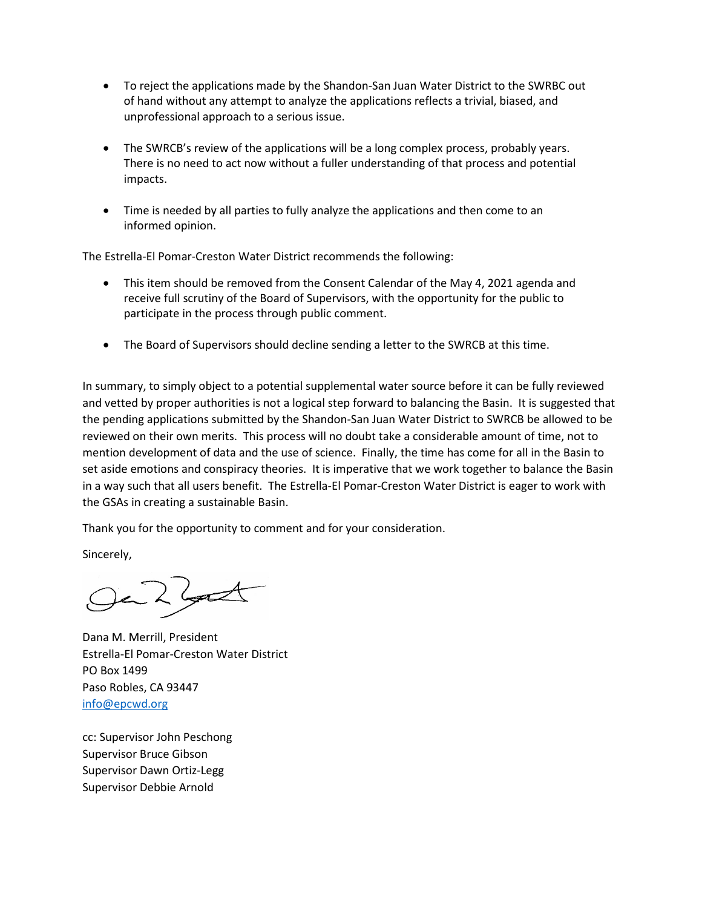- To reject the applications made by the Shandon-San Juan Water District to the SWRBC out of hand without any attempt to analyze the applications reflects a trivial, biased, and unprofessional approach to a serious issue.

- The SWRCB's review of the applications will be a long complex process, probably years. There is no need to act now without a fuller understanding of that process and potential impacts.

- Time is needed by all parties to fully analyze the applications and then come to an informed opinion.

The Estrella-El Pomar-Creston Water District recommends the following:

- This item should be removed from the Consent Calendar of the May 4, 2021 agenda and receive full scrutiny of the Board of Supervisors, with the opportunity for the public to participate in the process through public comment.

- The Board of Supervisors should decline sending a letter to the SWRCB at this time.

In summary, to simply object to a potential supplemental water source before it can be fully reviewed and vetted by proper authorities is not a logical step forward to balancing the Basin. It is suggested that the pending applications submitted by the Shandon-San Juan Water District to SWRCB be allowed to be reviewed on their own merits. This process will no doubt take a considerable amount of time, not to mention development of data and the use of science. Finally, the time has come for all in the Basin to set aside emotions and conspiracy theories. It is imperative that we work together to balance the Basin in a way such that all users benefit. The Estrella-El Pomar-Creston Water District is eager to work with the GSAs in creating a sustainable Basin.

Thank you for the opportunity to comment and for your consideration.

Sincerely,

Dana M. Merrill, President
Estrella-El Pomar-Creston Water District
PO Box 1499
Paso Robles, CA 93447
info@epcwd.org

cc: Supervisor John Peschong
Supervisor Bruce Gibson
Supervisor Dawn Ortiz-Legg
Supervisor Debbie Arnold